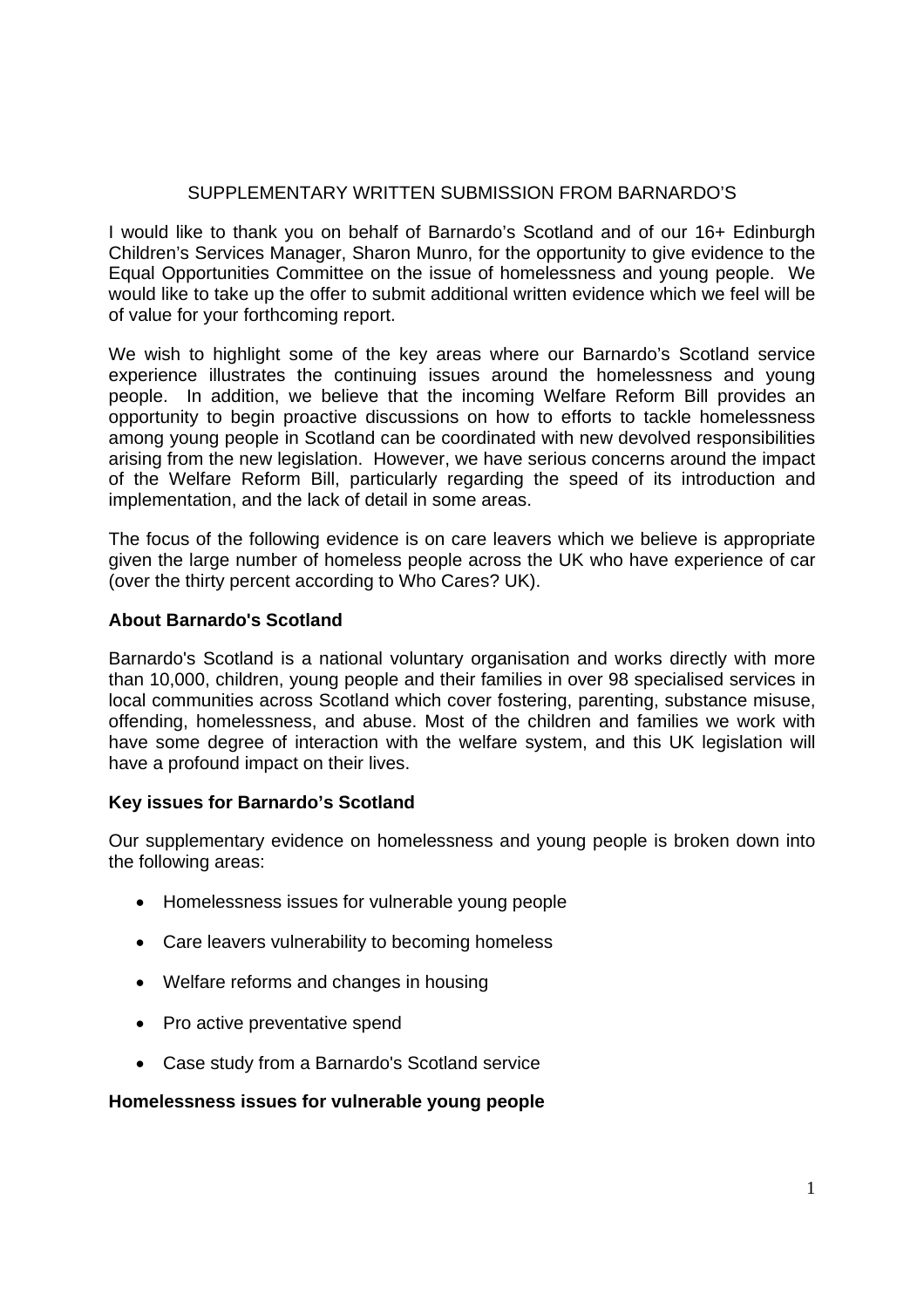SUPPLEMENTARY WRITTEN SUBMISSION FROM BARNARDO'S

I would like to thank you on behalf of Barnardo's Scotland and of our 16+ Edinburgh Children's Services Manager, Sharon Munro, for the opportunity to give evidence to the Equal Opportunities Committee on the issue of homelessness and young people. We would like to take up the offer to submit additional written evidence which we feel will be of value for your forthcoming report.

We wish to highlight some of the key areas where our Barnardo's Scotland service experience illustrates the continuing issues around the homelessness and young people. In addition, we believe that the incoming Welfare Reform Bill provides an opportunity to begin proactive discussions on how to efforts to tackle homelessness among young people in Scotland can be coordinated with new devolved responsibilities arising from the new legislation. However, we have serious concerns around the impact of the Welfare Reform Bill, particularly regarding the speed of its introduction and implementation, and the lack of detail in some areas.

The focus of the following evidence is on care leavers which we believe is appropriate given the large number of homeless people across the UK who have experience of car (over the thirty percent according to Who Cares? UK).

**About Barnardo's Scotland**

Barnardo's Scotland is a national voluntary organisation and works directly with more than 10,000, children, young people and their families in over 98 specialised services in local communities across Scotland which cover fostering, parenting, substance misuse, offending, homelessness, and abuse. Most of the children and families we work with have some degree of interaction with the welfare system, and this UK legislation will have a profound impact on their lives.

**Key issues for Barnardo's Scotland**

Our supplementary evidence on homelessness and young people is broken down into the following areas:

- Homelessness issues for vulnerable young people
- Care leavers vulnerability to becoming homeless
- Welfare reforms and changes in housing
- Pro active preventative spend
- Case study from a Barnardo's Scotland service

**Homelessness issues for vulnerable young people**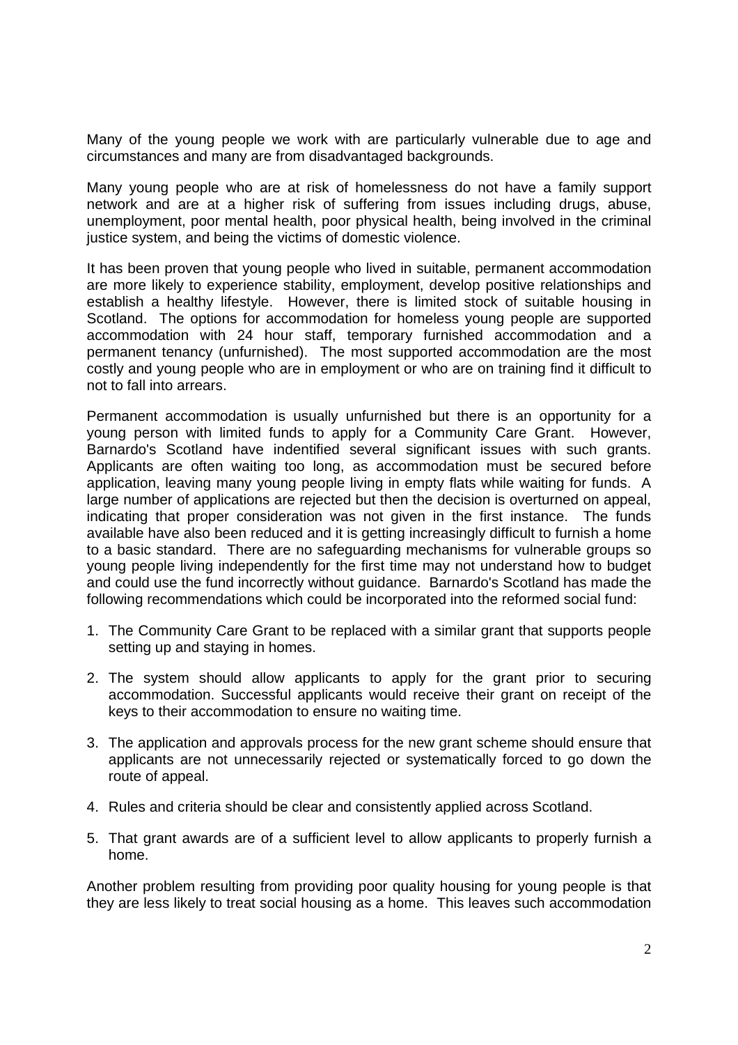Many of the young people we work with are particularly vulnerable due to age and circumstances and many are from disadvantaged backgrounds.

Many young people who are at risk of homelessness do not have a family support network and are at a higher risk of suffering from issues including drugs, abuse, unemployment, poor mental health, poor physical health, being involved in the criminal justice system, and being the victims of domestic violence.

It has been proven that young people who lived in suitable, permanent accommodation are more likely to experience stability, employment, develop positive relationships and establish a healthy lifestyle. However, there is limited stock of suitable housing in Scotland. The options for accommodation for homeless young people are supported accommodation with 24 hour staff, temporary furnished accommodation and a permanent tenancy (unfurnished). The most supported accommodation are the most costly and young people who are in employment or who are on training find it difficult to not to fall into arrears.

Permanent accommodation is usually unfurnished but there is an opportunity for a young person with limited funds to apply for a Community Care Grant. However, Barnardo's Scotland have indentified several significant issues with such grants. Applicants are often waiting too long, as accommodation must be secured before application, leaving many young people living in empty flats while waiting for funds. A large number of applications are rejected but then the decision is overturned on appeal, indicating that proper consideration was not given in the first instance. The funds available have also been reduced and it is getting increasingly difficult to furnish a home to a basic standard. There are no safeguarding mechanisms for vulnerable groups so young people living independently for the first time may not understand how to budget and could use the fund incorrectly without guidance. Barnardo's Scotland has made the following recommendations which could be incorporated into the reformed social fund:

1. The Community Care Grant to be replaced with a similar grant that supports people setting up and staying in homes.
2. The system should allow applicants to apply for the grant prior to securing accommodation. Successful applicants would receive their grant on receipt of the keys to their accommodation to ensure no waiting time.
3. The application and approvals process for the new grant scheme should ensure that applicants are not unnecessarily rejected or systematically forced to go down the route of appeal.
4. Rules and criteria should be clear and consistently applied across Scotland.
5. That grant awards are of a sufficient level to allow applicants to properly furnish a home.

Another problem resulting from providing poor quality housing for young people is that they are less likely to treat social housing as a home. This leaves such accommodation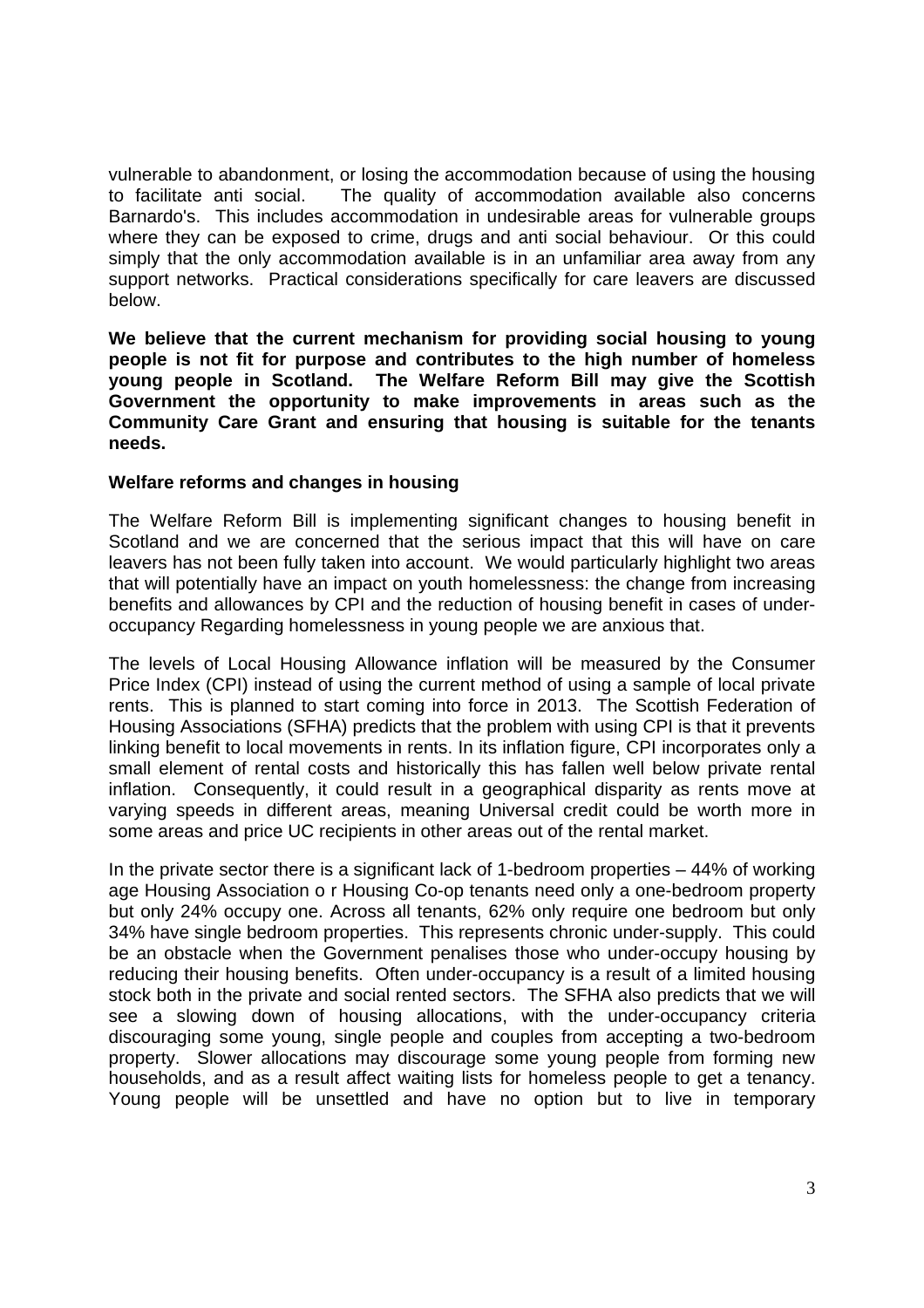vulnerable to abandonment, or losing the accommodation because of using the housing to facilitate anti social. The quality of accommodation available also concerns Barnardo's. This includes accommodation in undesirable areas for vulnerable groups where they can be exposed to crime, drugs and anti social behaviour. Or this could simply that the only accommodation available is in an unfamiliar area away from any support networks. Practical considerations specifically for care leavers are discussed below.

**We believe that the current mechanism for providing social housing to young people is not fit for purpose and contributes to the high number of homeless young people in Scotland. The Welfare Reform Bill may give the Scottish Government the opportunity to make improvements in areas such as the Community Care Grant and ensuring that housing is suitable for the tenants needs.**

**Welfare reforms and changes in housing**

The Welfare Reform Bill is implementing significant changes to housing benefit in Scotland and we are concerned that the serious impact that this will have on care leavers has not been fully taken into account. We would particularly highlight two areas that will potentially have an impact on youth homelessness: the change from increasing benefits and allowances by CPI and the reduction of housing benefit in cases of under-occupancy Regarding homelessness in young people we are anxious that.

The levels of Local Housing Allowance inflation will be measured by the Consumer Price Index (CPI) instead of using the current method of using a sample of local private rents. This is planned to start coming into force in 2013. The Scottish Federation of Housing Associations (SFHA) predicts that the problem with using CPI is that it prevents linking benefit to local movements in rents. In its inflation figure, CPI incorporates only a small element of rental costs and historically this has fallen well below private rental inflation. Consequently, it could result in a geographical disparity as rents move at varying speeds in different areas, meaning Universal credit could be worth more in some areas and price UC recipients in other areas out of the rental market.

In the private sector there is a significant lack of 1-bedroom properties – 44% of working age Housing Association o r Housing Co-op tenants need only a one-bedroom property but only 24% occupy one. Across all tenants, 62% only require one bedroom but only 34% have single bedroom properties. This represents chronic under-supply. This could be an obstacle when the Government penalises those who under-occupy housing by reducing their housing benefits. Often under-occupancy is a result of a limited housing stock both in the private and social rented sectors. The SFHA also predicts that we will see a slowing down of housing allocations, with the under-occupancy criteria discouraging some young, single people and couples from accepting a two-bedroom property. Slower allocations may discourage some young people from forming new households, and as a result affect waiting lists for homeless people to get a tenancy. Young people will be unsettled and have no option but to live in temporary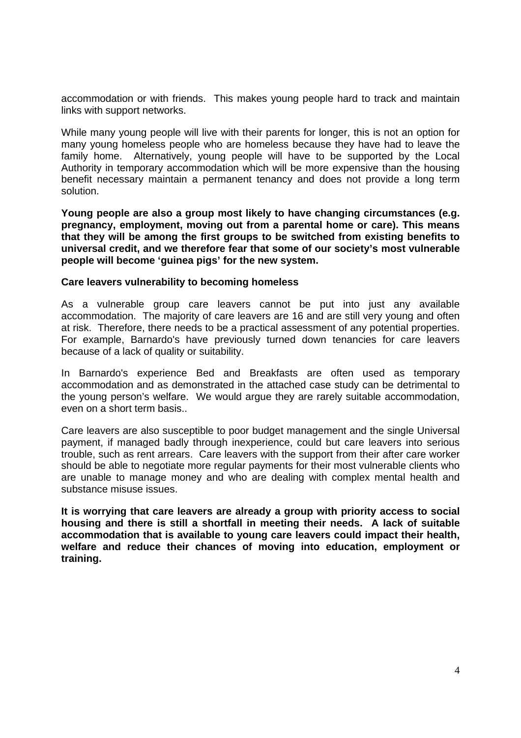accommodation or with friends. This makes young people hard to track and maintain links with support networks.

While many young people will live with their parents for longer, this is not an option for many young homeless people who are homeless because they have had to leave the family home. Alternatively, young people will have to be supported by the Local Authority in temporary accommodation which will be more expensive than the housing benefit necessary maintain a permanent tenancy and does not provide a long term solution.

**Young people are also a group most likely to have changing circumstances (e.g. pregnancy, employment, moving out from a parental home or care). This means that they will be among the first groups to be switched from existing benefits to universal credit, and we therefore fear that some of our society's most vulnerable people will become 'guinea pigs' for the new system.**

**Care leavers vulnerability to becoming homeless**

As a vulnerable group care leavers cannot be put into just any available accommodation. The majority of care leavers are 16 and are still very young and often at risk. Therefore, there needs to be a practical assessment of any potential properties. For example, Barnardo's have previously turned down tenancies for care leavers because of a lack of quality or suitability.

In Barnardo's experience Bed and Breakfasts are often used as temporary accommodation and as demonstrated in the attached case study can be detrimental to the young person's welfare. We would argue they are rarely suitable accommodation, even on a short term basis..

Care leavers are also susceptible to poor budget management and the single Universal payment, if managed badly through inexperience, could but care leavers into serious trouble, such as rent arrears. Care leavers with the support from their after care worker should be able to negotiate more regular payments for their most vulnerable clients who are unable to manage money and who are dealing with complex mental health and substance misuse issues.

**It is worrying that care leavers are already a group with priority access to social housing and there is still a shortfall in meeting their needs. A lack of suitable accommodation that is available to young care leavers could impact their health, welfare and reduce their chances of moving into education, employment or training.**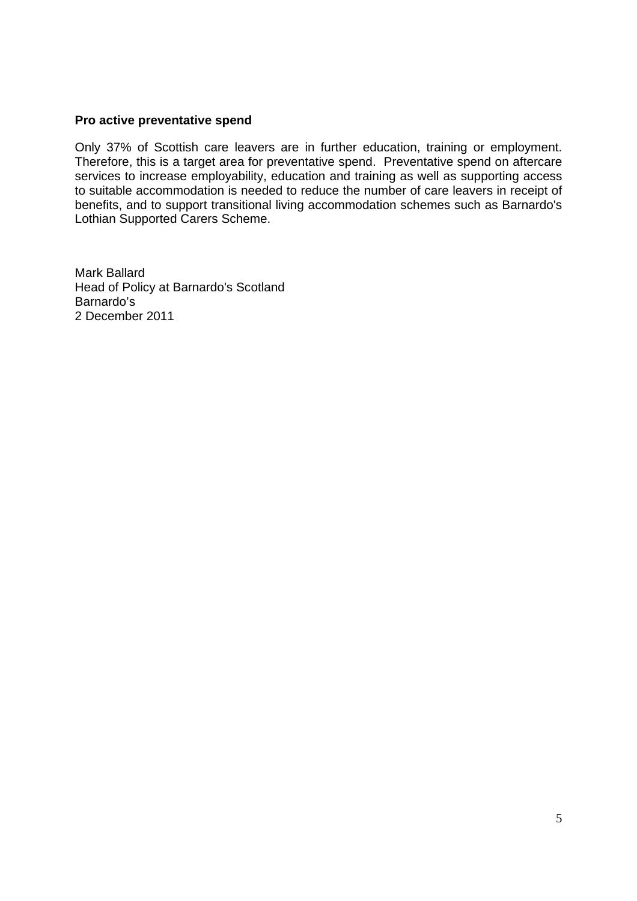**Pro active preventative spend**

Only 37% of Scottish care leavers are in further education, training or employment. Therefore, this is a target area for preventative spend. Preventative spend on aftercare services to increase employability, education and training as well as supporting access to suitable accommodation is needed to reduce the number of care leavers in receipt of benefits, and to support transitional living accommodation schemes such as Barnardo's Lothian Supported Carers Scheme.

Mark Ballard
Head of Policy at Barnardo's Scotland
Barnardo's
2 December 2011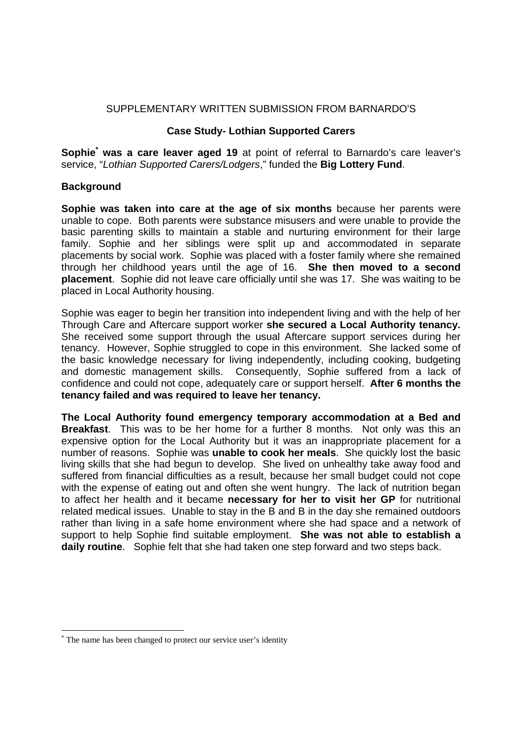SUPPLEMENTARY WRITTEN SUBMISSION FROM BARNARDO'S

### Case Study- Lothian Supported Carers

**Sophie[*] was a care leaver aged 19** at point of referral to Barnardo's care leaver's service, "*Lothian Supported Carers/Lodgers*," funded the **Big Lottery Fund**.

### Background

**Sophie was taken into care at the age of six months** because her parents were unable to cope. Both parents were substance misusers and were unable to provide the basic parenting skills to maintain a stable and nurturing environment for their large family. Sophie and her siblings were split up and accommodated in separate placements by social work. Sophie was placed with a foster family where she remained through her childhood years until the age of 16. **She then moved to a second placement**. Sophie did not leave care officially until she was 17. She was waiting to be placed in Local Authority housing.

Sophie was eager to begin her transition into independent living and with the help of her Through Care and Aftercare support worker **she secured a Local Authority tenancy.** She received some support through the usual Aftercare support services during her tenancy. However, Sophie struggled to cope in this environment. She lacked some of the basic knowledge necessary for living independently, including cooking, budgeting and domestic management skills. Consequently, Sophie suffered from a lack of confidence and could not cope, adequately care or support herself. **After 6 months the tenancy failed and was required to leave her tenancy.**

**The Local Authority found emergency temporary accommodation at a Bed and Breakfast**. This was to be her home for a further 8 months. Not only was this an expensive option for the Local Authority but it was an inappropriate placement for a number of reasons. Sophie was **unable to cook her meals**. She quickly lost the basic living skills that she had begun to develop. She lived on unhealthy take away food and suffered from financial difficulties as a result, because her small budget could not cope with the expense of eating out and often she went hungry. The lack of nutrition began to affect her health and it became **necessary for her to visit her GP** for nutritional related medical issues. Unable to stay in the B and B in the day she remained outdoors rather than living in a safe home environment where she had space and a network of support to help Sophie find suitable employment. **She was not able to establish a daily routine**. Sophie felt that she had taken one step forward and two steps back.

---

[*] The name has been changed to protect our service user's identity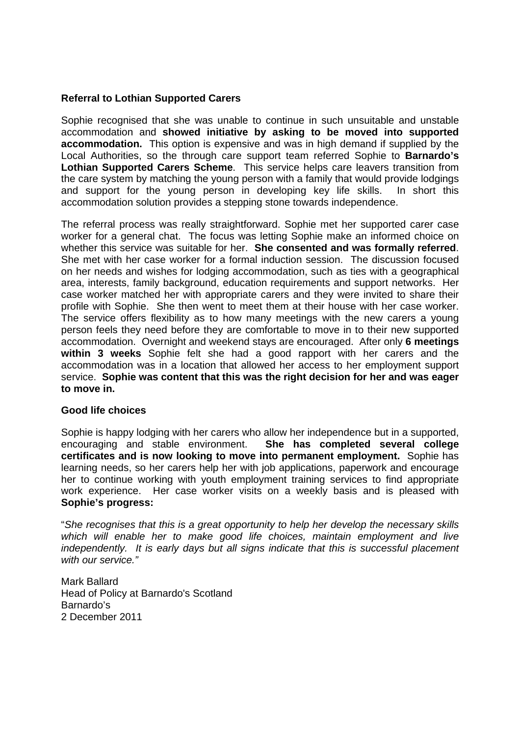**Referral to Lothian Supported Carers**

Sophie recognised that she was unable to continue in such unsuitable and unstable accommodation and **showed initiative by asking to be moved into supported accommodation.** This option is expensive and was in high demand if supplied by the Local Authorities, so the through care support team referred Sophie to **Barnardo's Lothian Supported Carers Scheme**. This service helps care leavers transition from the care system by matching the young person with a family that would provide lodgings and support for the young person in developing key life skills. In short this accommodation solution provides a stepping stone towards independence.

The referral process was really straightforward. Sophie met her supported carer case worker for a general chat. The focus was letting Sophie make an informed choice on whether this service was suitable for her. **She consented and was formally referred**. She met with her case worker for a formal induction session. The discussion focused on her needs and wishes for lodging accommodation, such as ties with a geographical area, interests, family background, education requirements and support networks. Her case worker matched her with appropriate carers and they were invited to share their profile with Sophie. She then went to meet them at their house with her case worker. The service offers flexibility as to how many meetings with the new carers a young person feels they need before they are comfortable to move in to their new supported accommodation. Overnight and weekend stays are encouraged. After only **6 meetings within 3 weeks** Sophie felt she had a good rapport with her carers and the accommodation was in a location that allowed her access to her employment support service. **Sophie was content that this was the right decision for her and was eager to move in.**

**Good life choices**

Sophie is happy lodging with her carers who allow her independence but in a supported, encouraging and stable environment. **She has completed several college certificates and is now looking to move into permanent employment.** Sophie has learning needs, so her carers help her with job applications, paperwork and encourage her to continue working with youth employment training services to find appropriate work experience. Her case worker visits on a weekly basis and is pleased with **Sophie's progress:**

"*She recognises that this is a great opportunity to help her develop the necessary skills which will enable her to make good life choices, maintain employment and live independently. It is early days but all signs indicate that this is successful placement with our service."*

Mark Ballard
Head of Policy at Barnardo's Scotland
Barnardo's
2 December 2011